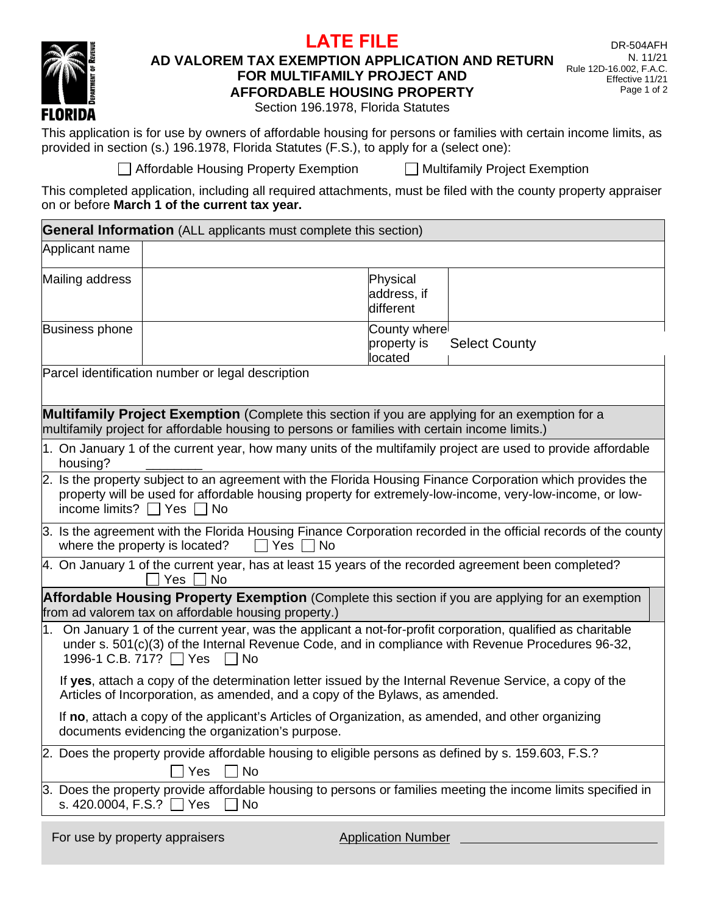# LATE FILE

## AD VALOREM TAX EXEMPTION APPLICATION AND RETURN FOR MULTIFAMILY PROJECT AND AFFORDABLE HOUSING PROPERTY

Section 196.1978, Florida Statutes

DR-504AFH
N. 11/21
Rule 12D-16.002, F.A.C.
Effective 11/21

This application is for use by owners of affordable housing for persons or families with certain income limits, as provided in section (s.) 196.1978, Florida Statutes (F.S.), to apply for a (select one):

☐ Affordable Housing Property Exemption ☐ Multifamily Project Exemption

This completed application, including all required attachments, must be filed with the county property appraiser on or before **March 1 of the current tax year.**

**General Information** (ALL applicants must complete this section)

| | | | |
|---|---|---|---|
| Applicant name | | | |
| Mailing address | | Physical address, if different | |
| Business phone | | County where property is located | Select County |
| Parcel identification number or legal description | | | |

**Multifamily Project Exemption** (Complete this section if you are applying for an exemption for a multifamily project for affordable housing to persons or families with certain income limits.)

1. On January 1 of the current year, how many units of the multifamily project are used to provide affordable housing? ________
2. Is the property subject to an agreement with the Florida Housing Finance Corporation which provides the property will be used for affordable housing property for extremely-low-income, very-low-income, or low-income limits? ☐ Yes ☐ No
3. Is the agreement with the Florida Housing Finance Corporation recorded in the official records of the county where the property is located? ☐ Yes ☐ No
4. On January 1 of the current year, has at least 15 years of the recorded agreement been completed? ☐ Yes ☐ No

**Affordable Housing Property Exemption** (Complete this section if you are applying for an exemption from ad valorem tax on affordable housing property.)

1. On January 1 of the current year, was the applicant a not-for-profit corporation, qualified as charitable under s. 501(c)(3) of the Internal Revenue Code, and in compliance with Revenue Procedures 96-32, 1996-1 C.B. 717? ☐ Yes ☐ No

   If **yes**, attach a copy of the determination letter issued by the Internal Revenue Service, a copy of the Articles of Incorporation, as amended, and a copy of the Bylaws, as amended.

   If **no**, attach a copy of the applicant's Articles of Organization, as amended, and other organizing documents evidencing the organization's purpose.

2. Does the property provide affordable housing to eligible persons as defined by s. 159.603, F.S.? ☐ Yes ☐ No
3. Does the property provide affordable housing to persons or families meeting the income limits specified in s. 420.0004, F.S.? ☐ Yes ☐ No

For use by property appraisers Application Number ____________________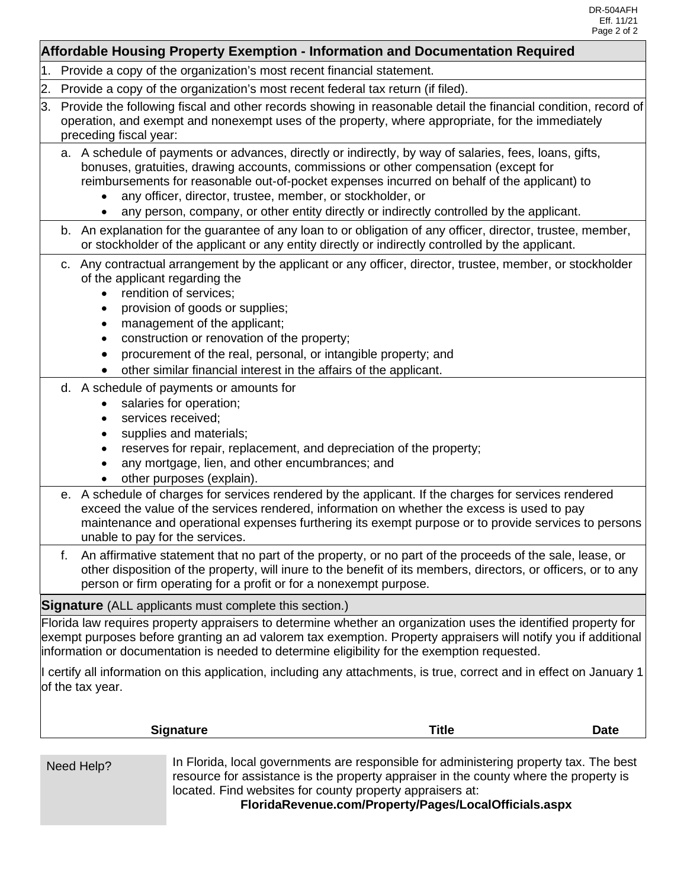## Affordable Housing Property Exemption - Information and Documentation Required

1. Provide a copy of the organization's most recent financial statement.
2. Provide a copy of the organization's most recent federal tax return (if filed).
3. Provide the following fiscal and other records showing in reasonable detail the financial condition, record of operation, and exempt and nonexempt uses of the property, where appropriate, for the immediately preceding fiscal year:
   a. A schedule of payments or advances, directly or indirectly, by way of salaries, fees, loans, gifts, bonuses, gratuities, drawing accounts, commissions or other compensation (except for reimbursements for reasonable out-of-pocket expenses incurred on behalf of the applicant) to
      - any officer, director, trustee, member, or stockholder, or
      - any person, company, or other entity directly or indirectly controlled by the applicant.
   
   b. An explanation for the guarantee of any loan to or obligation of any officer, director, trustee, member, or stockholder of the applicant or any entity directly or indirectly controlled by the applicant.
   
   c. Any contractual arrangement by the applicant or any officer, director, trustee, member, or stockholder of the applicant regarding the
      - rendition of services;
      - provision of goods or supplies;
      - management of the applicant;
      - construction or renovation of the property;
      - procurement of the real, personal, or intangible property; and
      - other similar financial interest in the affairs of the applicant.
   
   d. A schedule of payments or amounts for
      - salaries for operation;
      - services received;
      - supplies and materials;
      - reserves for repair, replacement, and depreciation of the property;
      - any mortgage, lien, and other encumbrances; and
      - other purposes (explain).
   
   e. A schedule of charges for services rendered by the applicant. If the charges for services rendered exceed the value of the services rendered, information on whether the excess is used to pay maintenance and operational expenses furthering its exempt purpose or to provide services to persons unable to pay for the services.
   
   f. An affirmative statement that no part of the property, or no part of the proceeds of the sale, lease, or other disposition of the property, will inure to the benefit of its members, directors, or officers, or to any person or firm operating for a profit or for a nonexempt purpose.

## Signature (ALL applicants must complete this section.)

Florida law requires property appraisers to determine whether an organization uses the identified property for exempt purposes before granting an ad valorem tax exemption. Property appraisers will notify you if additional information or documentation is needed to determine eligibility for the exemption requested.

I certify all information on this application, including any attachments, is true, correct and in effect on January 1 of the tax year.

| Signature | Title | Date |
|---|---|---|
| | | |

Need Help?

In Florida, local governments are responsible for administering property tax. The best resource for assistance is the property appraiser in the county where the property is located. Find websites for county property appraisers at:

**FloridaRevenue.com/Property/Pages/LocalOfficials.aspx**